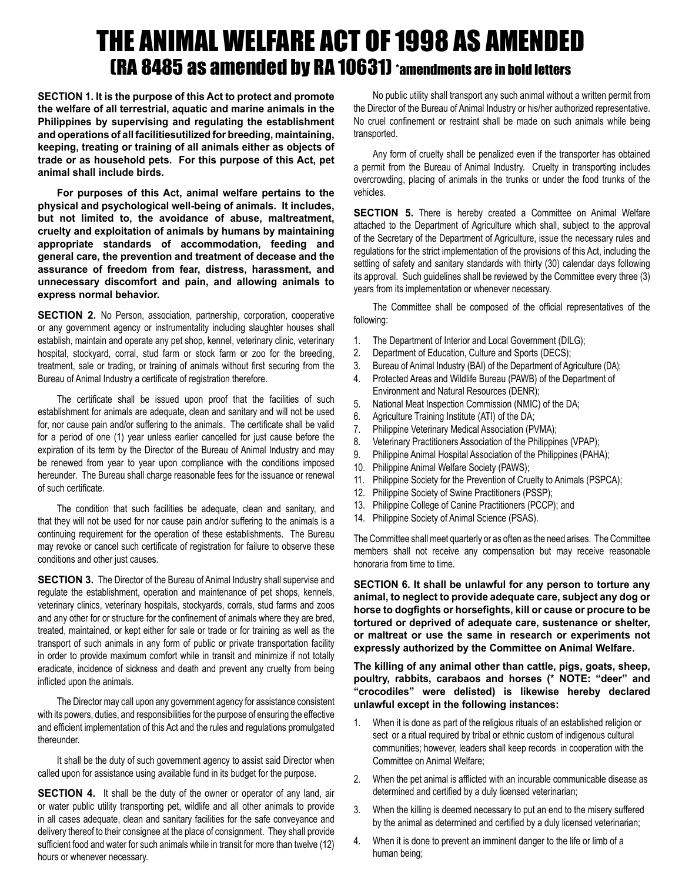# THE ANIMAL WELFARE ACT OF 1998 AS AMENDED

## (RA 8485 as amended by RA 10631) *amendments are in bold letters

**SECTION 1. It is the purpose of this Act to protect and promote the welfare of all terrestrial, aquatic and marine animals in the Philippines by supervising and regulating the establishment and operations of all facilitiesutilized for breeding, maintaining, keeping, treating or training of all animals either as objects of trade or as household pets. For this purpose of this Act, pet animal shall include birds.**

**For purposes of this Act, animal welfare pertains to the physical and psychological well-being of animals. It includes, but not limited to, the avoidance of abuse, maltreatment, cruelty and exploitation of animals by humans by maintaining appropriate standards of accommodation, feeding and general care, the prevention and treatment of decease and the assurance of freedom from fear, distress, harassment, and unnecessary discomfort and pain, and allowing animals to express normal behavior.**

**SECTION 2.** No Person, association, partnership, corporation, cooperative or any government agency or instrumentality including slaughter houses shall establish, maintain and operate any pet shop, kennel, veterinary clinic, veterinary hospital, stockyard, corral, stud farm or stock farm or zoo for the breeding, treatment, sale or trading, or training of animals without first securing from the Bureau of Animal Industry a certificate of registration therefore.

The certificate shall be issued upon proof that the facilities of such establishment for animals are adequate, clean and sanitary and will not be used for, nor cause pain and/or suffering to the animals. The certificate shall be valid for a period of one (1) year unless earlier cancelled for just cause before the expiration of its term by the Director of the Bureau of Animal Industry and may be renewed from year to year upon compliance with the conditions imposed hereunder. The Bureau shall charge reasonable fees for the issuance or renewal of such certificate.

The condition that such facilities be adequate, clean and sanitary, and that they will not be used for nor cause pain and/or suffering to the animals is a continuing requirement for the operation of these establishments. The Bureau may revoke or cancel such certificate of registration for failure to observe these conditions and other just causes.

**SECTION 3.** The Director of the Bureau of Animal Industry shall supervise and regulate the establishment, operation and maintenance of pet shops, kennels, veterinary clinics, veterinary hospitals, stockyards, corrals, stud farms and zoos and any other for or structure for the confinement of animals where they are bred, treated, maintained, or kept either for sale or trade or for training as well as the transport of such animals in any form of public or private transportation facility in order to provide maximum comfort while in transit and minimize if not totally eradicate, incidence of sickness and death and prevent any cruelty from being inflicted upon the animals.

The Director may call upon any government agency for assistance consistent with its powers, duties, and responsibilities for the purpose of ensuring the effective and efficient implementation of this Act and the rules and regulations promulgated thereunder.

It shall be the duty of such government agency to assist said Director when called upon for assistance using available fund in its budget for the purpose.

**SECTION 4.** It shall be the duty of the owner or operator of any land, air or water public utility transporting pet, wildlife and all other animals to provide in all cases adequate, clean and sanitary facilities for the safe conveyance and delivery thereof to their consignee at the place of consignment. They shall provide sufficient food and water for such animals while in transit for more than twelve (12) hours or whenever necessary.

No public utility shall transport any such animal without a written permit from the Director of the Bureau of Animal Industry or his/her authorized representative. No cruel confinement or restraint shall be made on such animals while being transported.

Any form of cruelty shall be penalized even if the transporter has obtained a permit from the Bureau of Animal Industry. Cruelty in transporting includes overcrowding, placing of animals in the trunks or under the food trunks of the vehicles.

**SECTION 5.** There is hereby created a Committee on Animal Welfare attached to the Department of Agriculture which shall, subject to the approval of the Secretary of the Department of Agriculture, issue the necessary rules and regulations for the strict implementation of the provisions of this Act, including the settling of safety and sanitary standards with thirty (30) calendar days following its approval. Such guidelines shall be reviewed by the Committee every three (3) years from its implementation or whenever necessary.

The Committee shall be composed of the official representatives of the following:

1. The Department of Interior and Local Government (DILG);
2. Department of Education, Culture and Sports (DECS);
3. Bureau of Animal Industry (BAI) of the Department of Agriculture (DA);
4. Protected Areas and Wildlife Bureau (PAWB) of the Department of Environment and Natural Resources (DENR);
5. National Meat Inspection Commission (NMIC) of the DA;
6. Agriculture Training Institute (ATI) of the DA;
7. Philippine Veterinary Medical Association (PVMA);
8. Veterinary Practitioners Association of the Philippines (VPAP);
9. Philippine Animal Hospital Association of the Philippines (PAHA);
10. Philippine Animal Welfare Society (PAWS);
11. Philippine Society for the Prevention of Cruelty to Animals (PSPCA);
12. Philippine Society of Swine Practitioners (PSSP);
13. Philippine College of Canine Practitioners (PCCP); and
14. Philippine Society of Animal Science (PSAS).

The Committee shall meet quarterly or as often as the need arises. The Committee members shall not receive any compensation but may receive reasonable honoraria from time to time.

**SECTION 6. It shall be unlawful for any person to torture any animal, to neglect to provide adequate care, subject any dog or horse to dogfights or horsefights, kill or cause or procure to be tortured or deprived of adequate care, sustenance or shelter, or maltreat or use the same in research or experiments not expressly authorized by the Committee on Animal Welfare.**

**The killing of any animal other than cattle, pigs, goats, sheep, poultry, rabbits, carabaos and horses (* NOTE: "deer" and "crocodiles" were delisted) is likewise hereby declared unlawful except in the following instances:**

1. When it is done as part of the religious rituals of an established religion or sect or a ritual required by tribal or ethnic custom of indigenous cultural communities; however, leaders shall keep records in cooperation with the Committee on Animal Welfare;
2. When the pet animal is afflicted with an incurable communicable disease as determined and certified by a duly licensed veterinarian;
3. When the killing is deemed necessary to put an end to the misery suffered by the animal as determined and certified by a duly licensed veterinarian;
4. When it is done to prevent an imminent danger to the life or limb of a human being;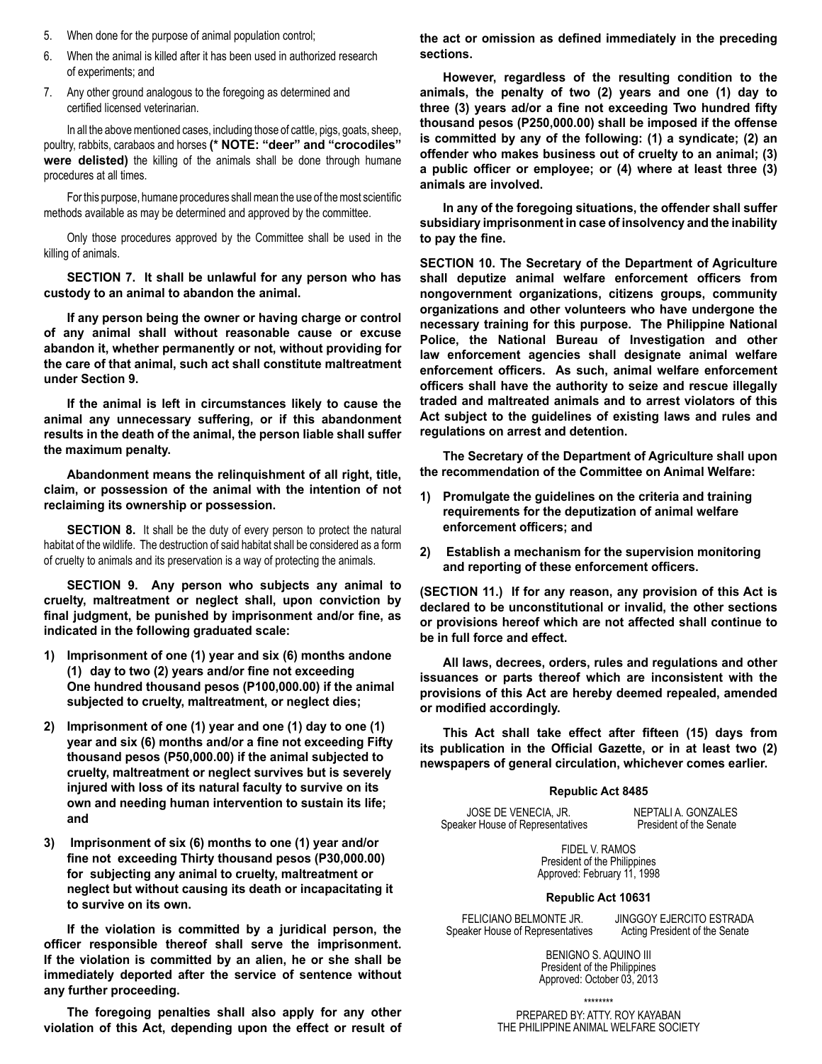5. When done for the purpose of animal population control;
6. When the animal is killed after it has been used in authorized research of experiments; and
7. Any other ground analogous to the foregoing as determined and certified licensed veterinarian.

In all the above mentioned cases, including those of cattle, pigs, goats, sheep, poultry, rabbits, carabaos and horses **(* NOTE: "deer" and "crocodiles" were delisted)** the killing of the animals shall be done through humane procedures at all times.

For this purpose, humane procedures shall mean the use of the most scientific methods available as may be determined and approved by the committee.

Only those procedures approved by the Committee shall be used in the killing of animals.

**SECTION 7. It shall be unlawful for any person who has custody to an animal to abandon the animal.**

**If any person being the owner or having charge or control of any animal shall without reasonable cause or excuse abandon it, whether permanently or not, without providing for the care of that animal, such act shall constitute maltreatment under Section 9.**

**If the animal is left in circumstances likely to cause the animal any unnecessary suffering, or if this abandonment results in the death of the animal, the person liable shall suffer the maximum penalty.**

**Abandonment means the relinquishment of all right, title, claim, or possession of the animal with the intention of not reclaiming its ownership or possession.**

**SECTION 8.** It shall be the duty of every person to protect the natural habitat of the wildlife. The destruction of said habitat shall be considered as a form of cruelty to animals and its preservation is a way of protecting the animals.

**SECTION 9. Any person who subjects any animal to cruelty, maltreatment or neglect shall, upon conviction by final judgment, be punished by imprisonment and/or fine, as indicated in the following graduated scale:**

1) **Imprisonment of one (1) year and six (6) months andone (1) day to two (2) years and/or fine not exceeding One hundred thousand pesos (P100,000.00) if the animal subjected to cruelty, maltreatment, or neglect dies;**
2) **Imprisonment of one (1) year and one (1) day to one (1) year and six (6) months and/or a fine not exceeding Fifty thousand pesos (P50,000.00) if the animal subjected to cruelty, maltreatment or neglect survives but is severely injured with loss of its natural faculty to survive on its own and needing human intervention to sustain its life; and**
3) **Imprisonment of six (6) months to one (1) year and/or fine not exceeding Thirty thousand pesos (P30,000.00) for subjecting any animal to cruelty, maltreatment or neglect but without causing its death or incapacitating it to survive on its own.**

**If the violation is committed by a juridical person, the officer responsible thereof shall serve the imprisonment. If the violation is committed by an alien, he or she shall be immediately deported after the service of sentence without any further proceeding.**

**The foregoing penalties shall also apply for any other violation of this Act, depending upon the effect or result of the act or omission as defined immediately in the preceding sections.**

**However, regardless of the resulting condition to the animals, the penalty of two (2) years and one (1) day to three (3) years ad/or a fine not exceeding Two hundred fifty thousand pesos (P250,000.00) shall be imposed if the offense is committed by any of the following: (1) a syndicate; (2) an offender who makes business out of cruelty to an animal; (3) a public officer or employee; or (4) where at least three (3) animals are involved.**

**In any of the foregoing situations, the offender shall suffer subsidiary imprisonment in case of insolvency and the inability to pay the fine.**

**SECTION 10. The Secretary of the Department of Agriculture shall deputize animal welfare enforcement officers from nongovernment organizations, citizens groups, community organizations and other volunteers who have undergone the necessary training for this purpose. The Philippine National Police, the National Bureau of Investigation and other law enforcement agencies shall designate animal welfare enforcement officers. As such, animal welfare enforcement officers shall have the authority to seize and rescue illegally traded and maltreated animals and to arrest violators of this Act subject to the guidelines of existing laws and rules and regulations on arrest and detention.**

**The Secretary of the Department of Agriculture shall upon the recommendation of the Committee on Animal Welfare:**

1) **Promulgate the guidelines on the criteria and training requirements for the deputization of animal welfare enforcement officers; and**
2) **Establish a mechanism for the supervision monitoring and reporting of these enforcement officers.**

**(SECTION 11.) If for any reason, any provision of this Act is declared to be unconstitutional or invalid, the other sections or provisions hereof which are not affected shall continue to be in full force and effect.**

**All laws, decrees, orders, rules and regulations and other issuances or parts thereof which are inconsistent with the provisions of this Act are hereby deemed repealed, amended or modified accordingly.**

**This Act shall take effect after fifteen (15) days from its publication in the Official Gazette, or in at least two (2) newspapers of general circulation, whichever comes earlier.**

**Republic Act 8485**

JOSE DE VENECIA, JR.
Speaker House of Representatives

NEPTALI A. GONZALES
President of the Senate

FIDEL V. RAMOS
President of the Philippines
Approved: February 11, 1998

**Republic Act 10631**

FELICIANO BELMONTE JR.
Speaker House of Representatives

JINGGOY EJERCITO ESTRADA
Acting President of the Senate

BENIGNO S. AQUINO III
President of the Philippines
Approved: October 03, 2013

********

PREPARED BY: ATTY. ROY KAYABAN
THE PHILIPPINE ANIMAL WELFARE SOCIETY